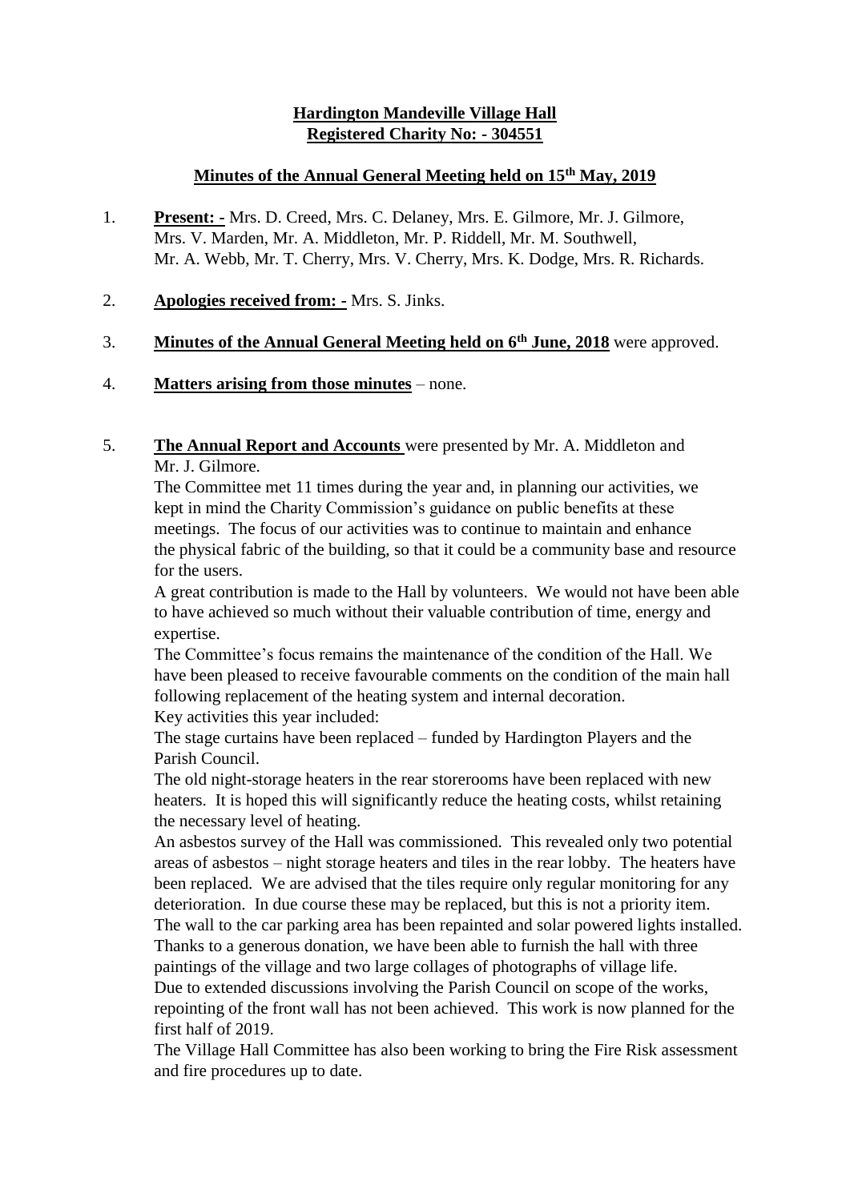**Hardington Mandeville Village Hall**
**Registered Charity No: - 304551**

**Minutes of the Annual General Meeting held on 15th May, 2019**

1. **Present: -** Mrs. D. Creed, Mrs. C. Delaney, Mrs. E. Gilmore, Mr. J. Gilmore, Mrs. V. Marden, Mr. A. Middleton, Mr. P. Riddell, Mr. M. Southwell, Mr. A. Webb, Mr. T. Cherry, Mrs. V. Cherry, Mrs. K. Dodge, Mrs. R. Richards.

2. **Apologies received from: -** Mrs. S. Jinks.

3. **Minutes of the Annual General Meeting held on 6th June, 2018** were approved.

4. **Matters arising from those minutes** – none.

5. **The Annual Report and Accounts** were presented by Mr. A. Middleton and Mr. J. Gilmore.

   The Committee met 11 times during the year and, in planning our activities, we kept in mind the Charity Commission's guidance on public benefits at these meetings. The focus of our activities was to continue to maintain and enhance the physical fabric of the building, so that it could be a community base and resource for the users.

   A great contribution is made to the Hall by volunteers. We would not have been able to have achieved so much without their valuable contribution of time, energy and expertise.

   The Committee's focus remains the maintenance of the condition of the Hall. We have been pleased to receive favourable comments on the condition of the main hall following replacement of the heating system and internal decoration.

   Key activities this year included:

   The stage curtains have been replaced – funded by Hardington Players and the Parish Council.

   The old night-storage heaters in the rear storerooms have been replaced with new heaters. It is hoped this will significantly reduce the heating costs, whilst retaining the necessary level of heating.

   An asbestos survey of the Hall was commissioned. This revealed only two potential areas of asbestos – night storage heaters and tiles in the rear lobby. The heaters have been replaced. We are advised that the tiles require only regular monitoring for any deterioration. In due course these may be replaced, but this is not a priority item.

   The wall to the car parking area has been repainted and solar powered lights installed.

   Thanks to a generous donation, we have been able to furnish the hall with three paintings of the village and two large collages of photographs of village life.

   Due to extended discussions involving the Parish Council on scope of the works, repointing of the front wall has not been achieved. This work is now planned for the first half of 2019.

   The Village Hall Committee has also been working to bring the Fire Risk assessment and fire procedures up to date.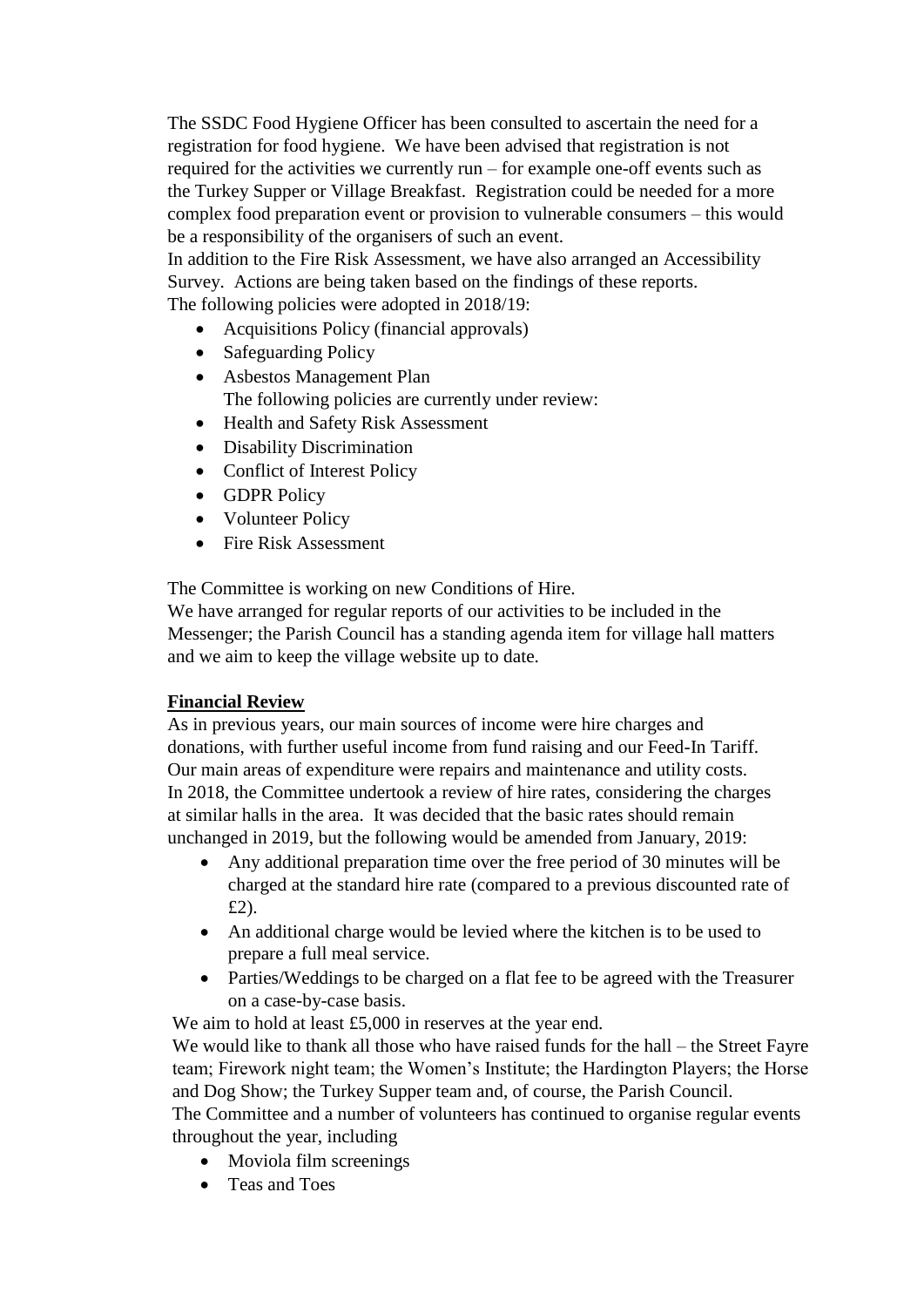The SSDC Food Hygiene Officer has been consulted to ascertain the need for a registration for food hygiene. We have been advised that registration is not required for the activities we currently run – for example one-off events such as the Turkey Supper or Village Breakfast. Registration could be needed for a more complex food preparation event or provision to vulnerable consumers – this would be a responsibility of the organisers of such an event.

In addition to the Fire Risk Assessment, we have also arranged an Accessibility Survey. Actions are being taken based on the findings of these reports.

The following policies were adopted in 2018/19:

- Acquisitions Policy (financial approvals)
- Safeguarding Policy
- Asbestos Management Plan

The following policies are currently under review:

- Health and Safety Risk Assessment
- Disability Discrimination
- Conflict of Interest Policy
- GDPR Policy
- Volunteer Policy
- Fire Risk Assessment

The Committee is working on new Conditions of Hire.

We have arranged for regular reports of our activities to be included in the Messenger; the Parish Council has a standing agenda item for village hall matters and we aim to keep the village website up to date.

**Financial Review**

As in previous years, our main sources of income were hire charges and donations, with further useful income from fund raising and our Feed-In Tariff. Our main areas of expenditure were repairs and maintenance and utility costs.

In 2018, the Committee undertook a review of hire rates, considering the charges at similar halls in the area. It was decided that the basic rates should remain unchanged in 2019, but the following would be amended from January, 2019:

- Any additional preparation time over the free period of 30 minutes will be charged at the standard hire rate (compared to a previous discounted rate of £2).
- An additional charge would be levied where the kitchen is to be used to prepare a full meal service.
- Parties/Weddings to be charged on a flat fee to be agreed with the Treasurer on a case-by-case basis.

We aim to hold at least £5,000 in reserves at the year end.

We would like to thank all those who have raised funds for the hall – the Street Fayre team; Firework night team; the Women's Institute; the Hardington Players; the Horse and Dog Show; the Turkey Supper team and, of course, the Parish Council.

The Committee and a number of volunteers has continued to organise regular events throughout the year, including

- Moviola film screenings
- Teas and Toes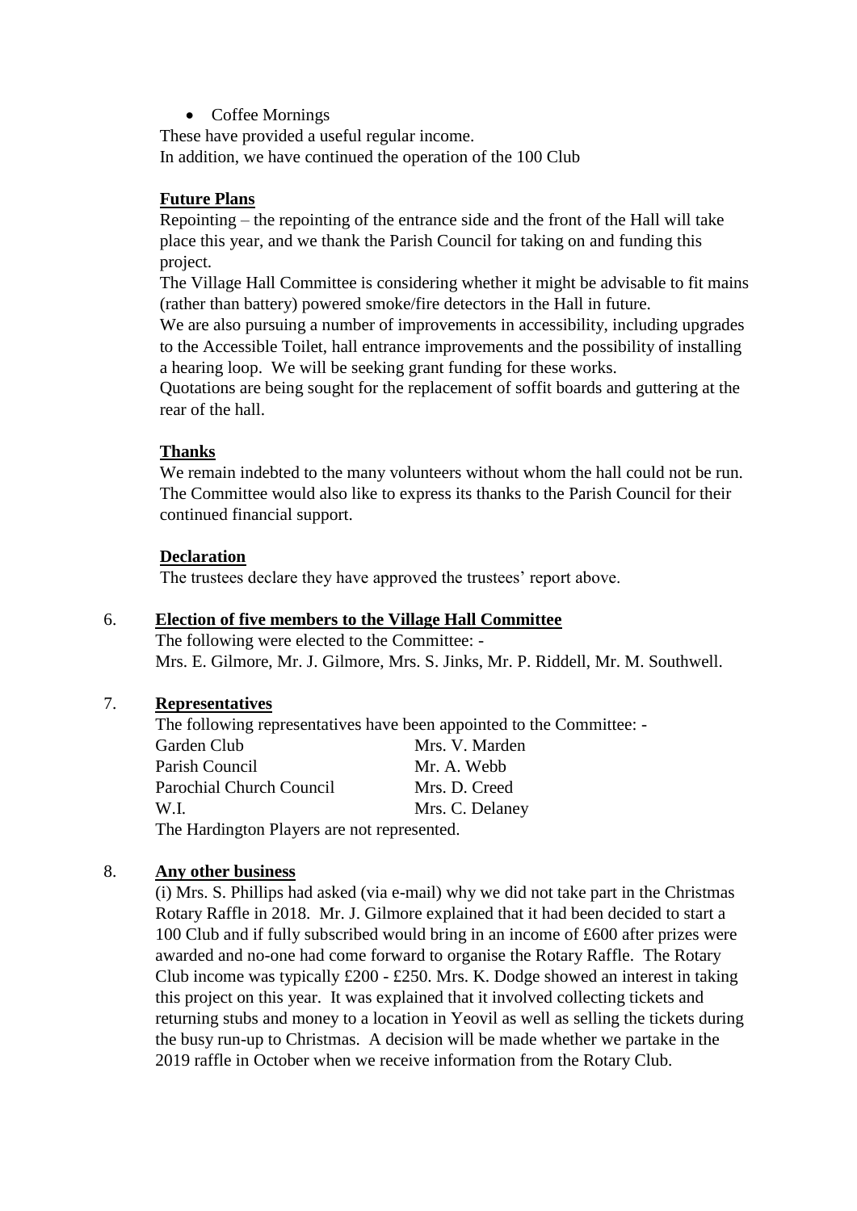- Coffee Mornings

These have provided a useful regular income.
In addition, we have continued the operation of the 100 Club

**Future Plans**

Repointing – the repointing of the entrance side and the front of the Hall will take place this year, and we thank the Parish Council for taking on and funding this project.

The Village Hall Committee is considering whether it might be advisable to fit mains (rather than battery) powered smoke/fire detectors in the Hall in future.

We are also pursuing a number of improvements in accessibility, including upgrades to the Accessible Toilet, hall entrance improvements and the possibility of installing a hearing loop. We will be seeking grant funding for these works.

Quotations are being sought for the replacement of soffit boards and guttering at the rear of the hall.

**Thanks**

We remain indebted to the many volunteers without whom the hall could not be run. The Committee would also like to express its thanks to the Parish Council for their continued financial support.

**Declaration**

The trustees declare they have approved the trustees' report above.

6. **Election of five members to the Village Hall Committee**

The following were elected to the Committee: -
Mrs. E. Gilmore, Mr. J. Gilmore, Mrs. S. Jinks, Mr. P. Riddell, Mr. M. Southwell.

7. **Representatives**

The following representatives have been appointed to the Committee: -

| | |
|---|---|
| Garden Club | Mrs. V. Marden |
| Parish Council | Mr. A. Webb |
| Parochial Church Council | Mrs. D. Creed |
| W.I. | Mrs. C. Delaney |

The Hardington Players are not represented.

8. **Any other business**

(i) Mrs. S. Phillips had asked (via e-mail) why we did not take part in the Christmas Rotary Raffle in 2018. Mr. J. Gilmore explained that it had been decided to start a 100 Club and if fully subscribed would bring in an income of £600 after prizes were awarded and no-one had come forward to organise the Rotary Raffle. The Rotary Club income was typically £200 - £250. Mrs. K. Dodge showed an interest in taking this project on this year. It was explained that it involved collecting tickets and returning stubs and money to a location in Yeovil as well as selling the tickets during the busy run-up to Christmas. A decision will be made whether we partake in the 2019 raffle in October when we receive information from the Rotary Club.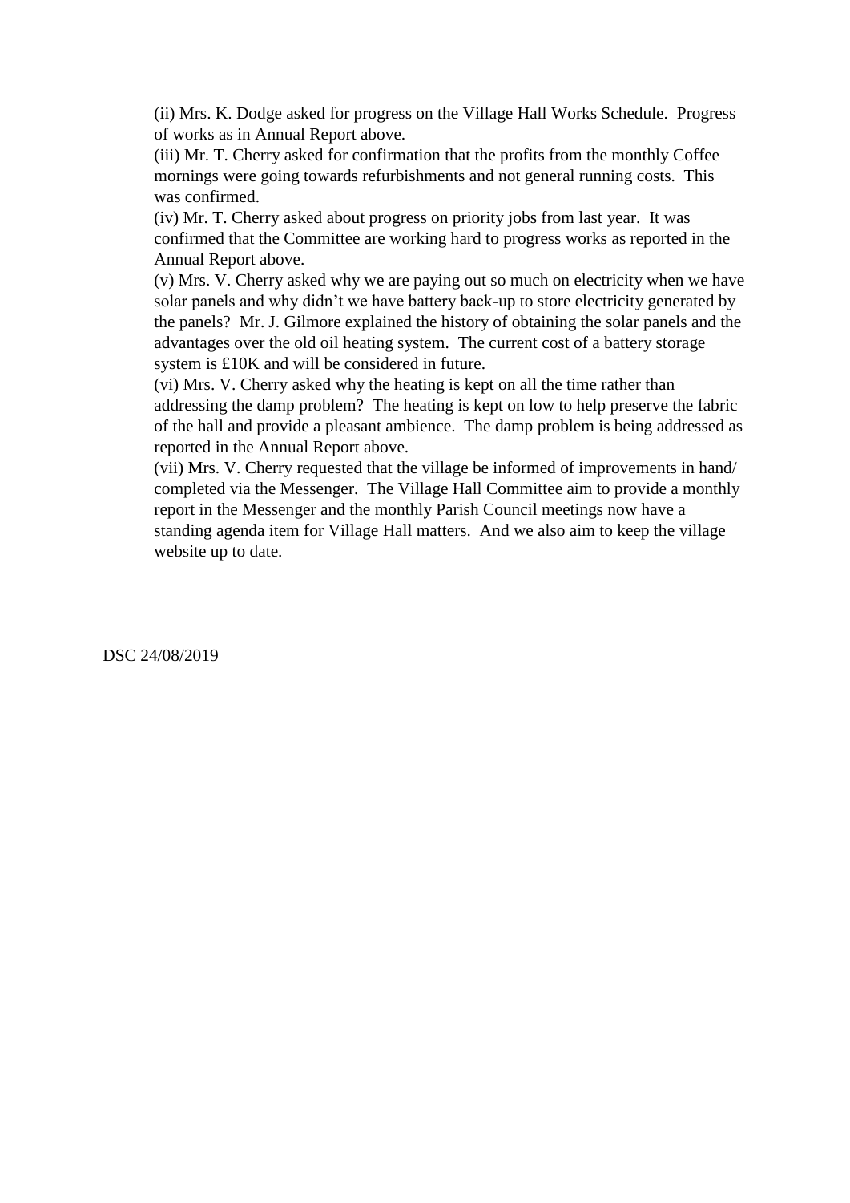(ii) Mrs. K. Dodge asked for progress on the Village Hall Works Schedule. Progress of works as in Annual Report above.

(iii) Mr. T. Cherry asked for confirmation that the profits from the monthly Coffee mornings were going towards refurbishments and not general running costs. This was confirmed.

(iv) Mr. T. Cherry asked about progress on priority jobs from last year. It was confirmed that the Committee are working hard to progress works as reported in the Annual Report above.

(v) Mrs. V. Cherry asked why we are paying out so much on electricity when we have solar panels and why didn't we have battery back-up to store electricity generated by the panels? Mr. J. Gilmore explained the history of obtaining the solar panels and the advantages over the old oil heating system. The current cost of a battery storage system is £10K and will be considered in future.

(vi) Mrs. V. Cherry asked why the heating is kept on all the time rather than addressing the damp problem? The heating is kept on low to help preserve the fabric of the hall and provide a pleasant ambience. The damp problem is being addressed as reported in the Annual Report above.

(vii) Mrs. V. Cherry requested that the village be informed of improvements in hand/ completed via the Messenger. The Village Hall Committee aim to provide a monthly report in the Messenger and the monthly Parish Council meetings now have a standing agenda item for Village Hall matters. And we also aim to keep the village website up to date.

DSC 24/08/2019